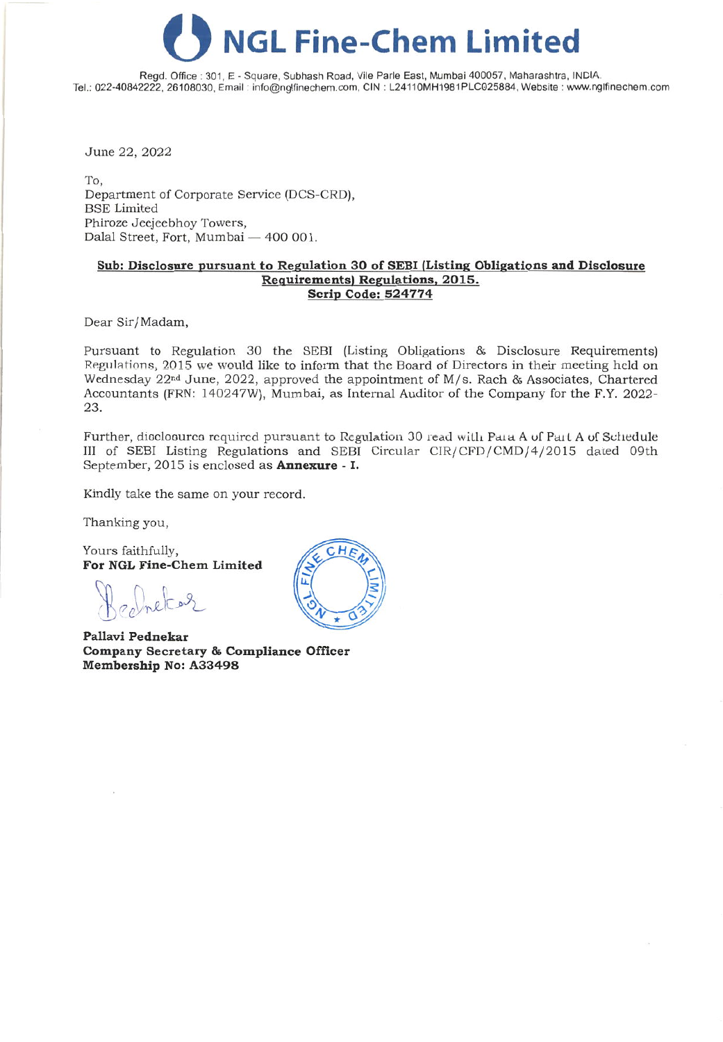# NGL Fine-Chem Limited

Regd. Office : 301, E - Square, Subhash Road, Vile Parle East, Mumbai 400057, Maharashtra, INDIA.
Tel.: 022-40842222, 26108030, Email : info@nglfinechem.com, CIN : L24110MH1981PLC025884, Website : www.nglfinechem.com

June 22, 2022

To,
Department of Corporate Service (DCS-CRD),
BSE Limited
Phiroze Jeejeebhoy Towers,
Dalal Street, Fort, Mumbai — 400 001.

**Sub: Disclosure pursuant to Regulation 30 of SEBI (Listing Obligations and Disclosure Requirements) Regulations, 2015.**
**Scrip Code: 524774**

Dear Sir/Madam,

Pursuant to Regulation 30 the SEBI (Listing Obligations & Disclosure Requirements) Regulations, 2015 we would like to inform that the Board of Directors in their meeting held on Wednesday 22nd June, 2022, approved the appointment of M/s. Rach & Associates, Chartered Accountants (FRN: 140247W), Mumbai, as Internal Auditor of the Company for the F.Y. 2022-23.

Further, disclosures required pursuant to Regulation 30 read with Para A of Part A of Schedule III of SEBI Listing Regulations and SEBI Circular CIR/CFD/CMD/4/2015 dated 09th September, 2015 is enclosed as **Annexure - I.**

Kindly take the same on your record.

Thanking you,

Yours faithfully,
**For NGL Fine-Chem Limited**

**Pallavi Pednekar**
**Company Secretary & Compliance Officer**
**Membership No: A33498**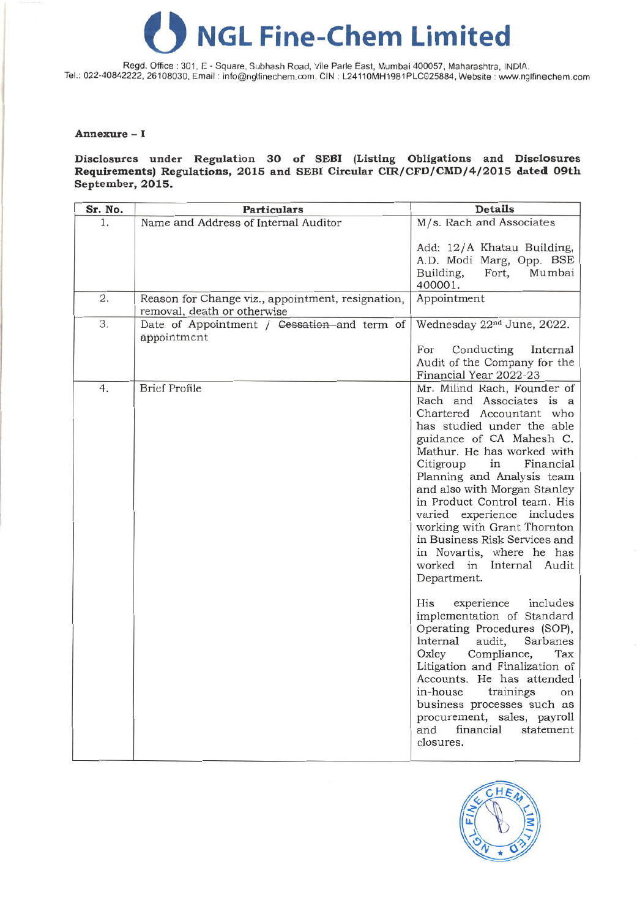# NGL Fine-Chem Limited

Regd. Office : 301, E - Square, Subhash Road, Vile Parle East, Mumbai 400057, Maharashtra, INDIA.
Tel.: 022-40842222, 26108030, Email : info@nglfinechem.com, CIN : L24110MH1981PLC025884, Website : www.nglfinechem.com

**Annexure – I**

**Disclosures under Regulation 30 of SEBI (Listing Obligations and Disclosures Requirements) Regulations, 2015 and SEBI Circular CIR/CFD/CMD/4/2015 dated 09th September, 2015.**

| Sr. No. | Particulars | Details |
|---|---|---|
| 1. | Name and Address of Internal Auditor | M/s. Rach and Associates<br><br>Add: 12/A Khatau Building, A.D. Modi Marg, Opp. BSE Building, Fort, Mumbai 400001. |
| 2. | Reason for Change viz., appointment, resignation, removal, death or otherwise | Appointment |
| 3. | Date of Appointment / ~~Cessation and~~ term of appointment | Wednesday 22nd June, 2022.<br><br>For Conducting Internal Audit of the Company for the Financial Year 2022-23 |
| 4. | Brief Profile | Mr. Milind Rach, Founder of Rach and Associates is a Chartered Accountant who has studied under the able guidance of CA Mahesh C. Mathur. He has worked with Citigroup in Financial Planning and Analysis team and also with Morgan Stanley in Product Control team. His varied experience includes working with Grant Thornton in Business Risk Services and in Novartis, where he has worked in Internal Audit Department.<br><br>His experience includes implementation of Standard Operating Procedures (SOP), Internal audit, Sarbanes Oxley Compliance, Tax Litigation and Finalization of Accounts. He has attended in-house trainings on business processes such as procurement, sales, payroll and financial statement closures. |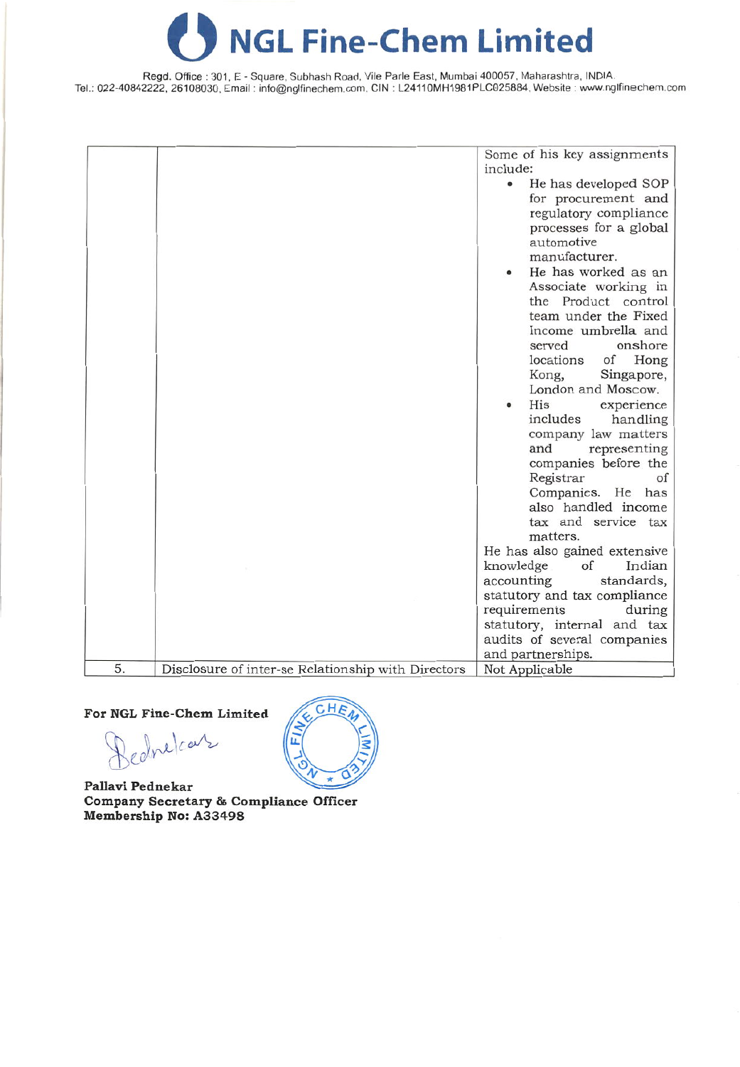# NGL Fine-Chem Limited

Regd. Office : 301, E - Square, Subhash Road, Vile Parle East, Mumbai 400057, Maharashtra, INDIA.
Tel.: 022-40842222, 26108030, Email : info@nglfinechem.com, CIN : L24110MH1981PLC025884, Website : www.nglfinechem.com

| | | |
|---|---|---|
| | | Some of his key assignments include:<br>• He has developed SOP for procurement and regulatory compliance processes for a global automotive manufacturer.<br>• He has worked as an Associate working in the Product control team under the Fixed Income umbrella and served onshore locations of Hong Kong, Singapore, London and Moscow.<br>• His experience includes handling company law matters and representing companies before the Registrar of Companies. He has also handled income tax and service tax matters.<br>He has also gained extensive knowledge of Indian accounting standards, statutory and tax compliance requirements during statutory, internal and tax audits of several companies and partnerships. |
| 5. | Disclosure of inter-se Relationship with Directors | Not Applicable |

**For NGL Fine-Chem Limited**

**Pallavi Pednekar**
**Company Secretary & Compliance Officer**
**Membership No: A33498**